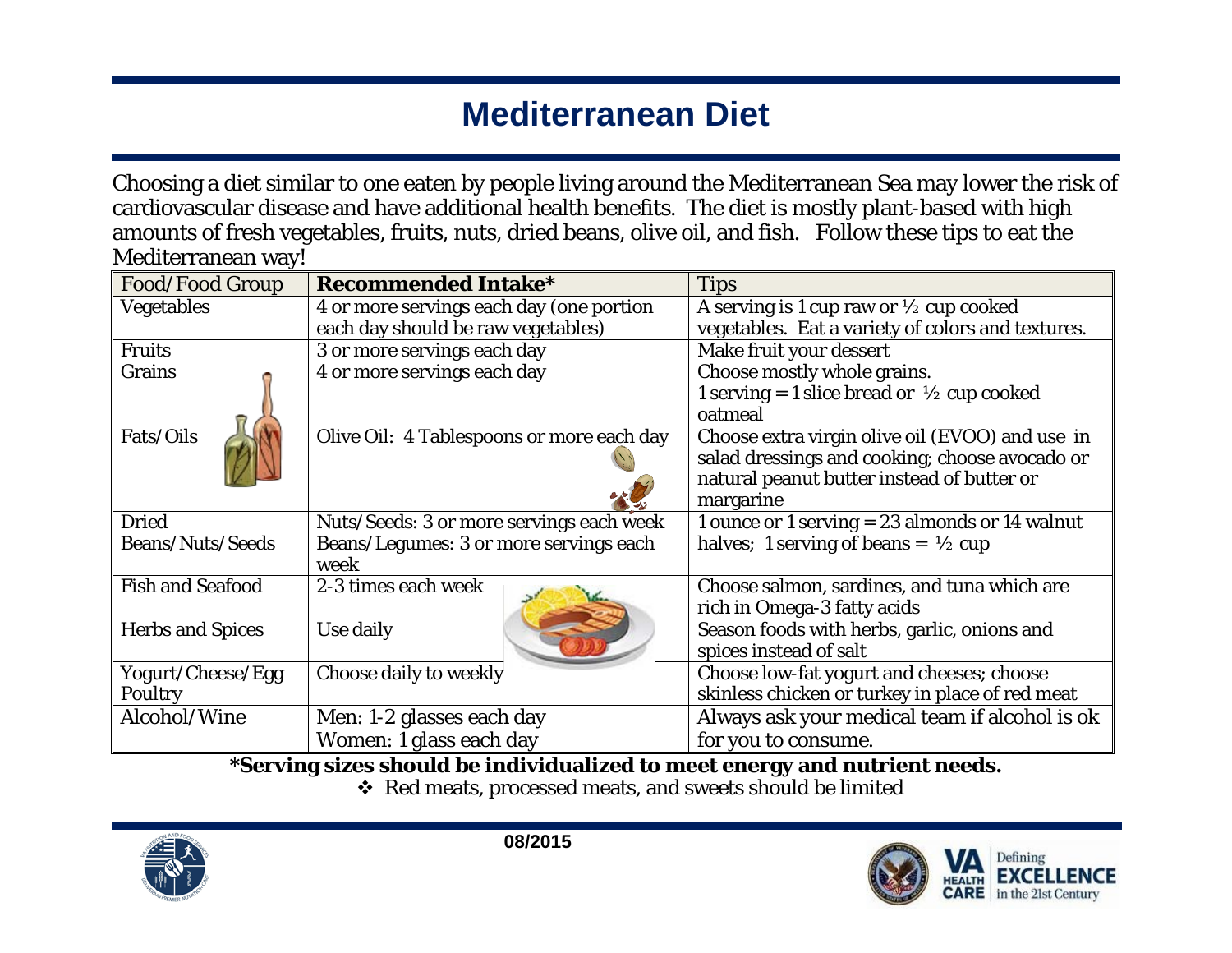# Mediterranean Diet

Choosing a diet similar to one eaten by people living around the Mediterranean Sea may lower the risk of cardiovascular disease and have additional health benefits. The diet is mostly plant-based with high amounts of fresh vegetables, fruits, nuts, dried beans, olive oil, and fish. Follow these tips to eat the Mediterranean way!

| Food/Food Group | **Recommended Intake*** | Tips |
|---|---|---|
| Vegetables | 4 or more servings each day (one portion each day should be raw vegetables) | A serving is 1 cup raw or ½ cup cooked vegetables. Eat a variety of colors and textures. |
| Fruits | 3 or more servings each day | Make fruit your dessert |
| Grains | 4 or more servings each day | Choose mostly whole grains. 1 serving = 1 slice bread or ½ cup cooked oatmeal |
| Fats/Oils | Olive Oil: 4 Tablespoons or more each day | Choose extra virgin olive oil (EVOO) and use in salad dressings and cooking; choose avocado or natural peanut butter instead of butter or margarine |
| Dried Beans/Nuts/Seeds | Nuts/Seeds: 3 or more servings each week Beans/Legumes: 3 or more servings each week | 1 ounce or 1 serving = 23 almonds or 14 walnut halves; 1 serving of beans = ½ cup |
| Fish and Seafood | 2-3 times each week | Choose salmon, sardines, and tuna which are rich in Omega-3 fatty acids |
| Herbs and Spices | Use daily | Season foods with herbs, garlic, onions and spices instead of salt |
| Yogurt/Cheese/Egg Poultry | Choose daily to weekly | Choose low-fat yogurt and cheeses; choose skinless chicken or turkey in place of red meat |
| Alcohol/Wine | Men: 1-2 glasses each day Women: 1 glass each day | Always ask your medical team if alcohol is ok for you to consume. |

***Serving sizes should be individualized to meet energy and nutrient needs.**

- Red meats, processed meats, and sweets should be limited

08/2015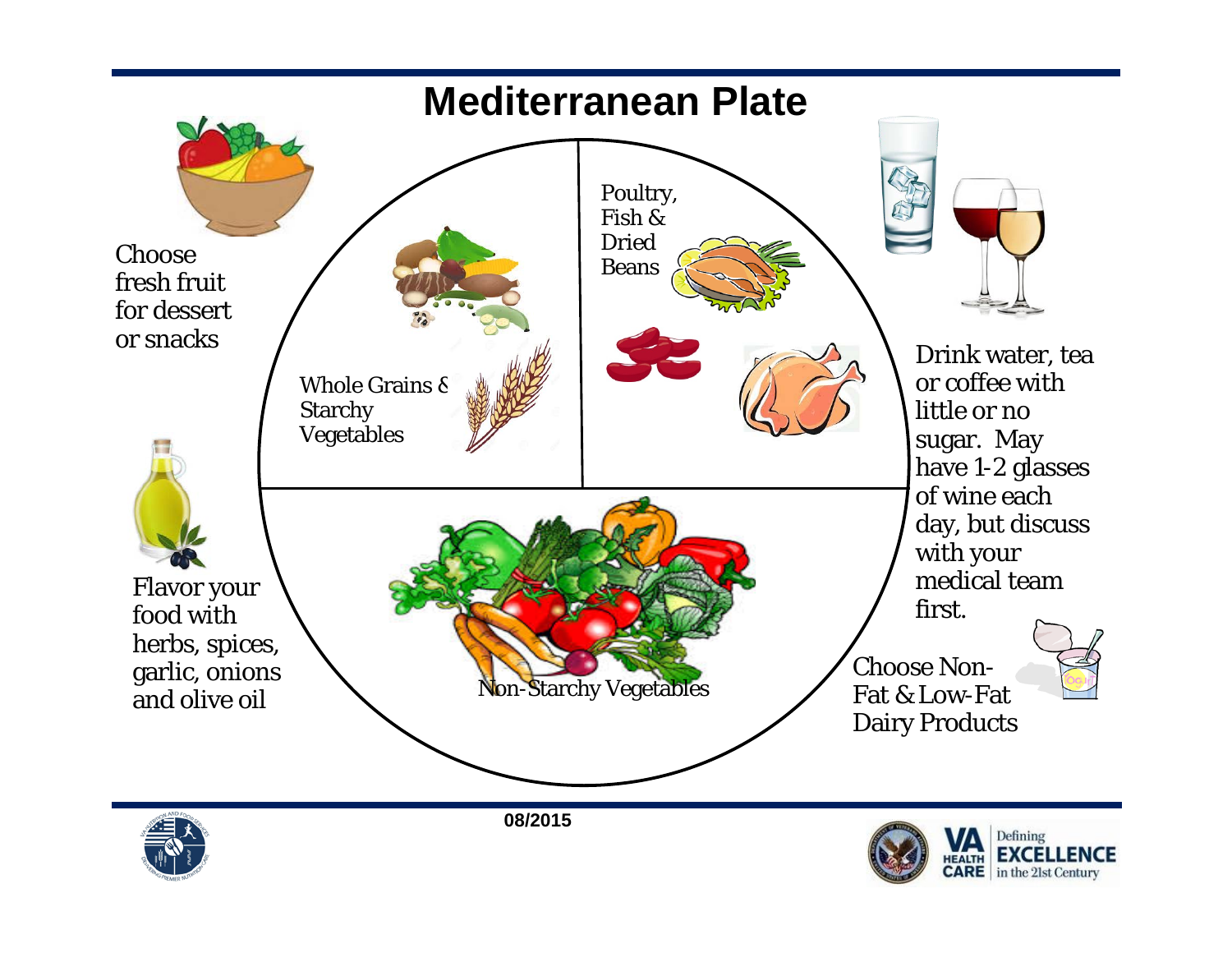# Mediterranean Plate

Choose fresh fruit for dessert or snacks

Whole Grains & Starchy Vegetables

Poultry, Fish & Dried Beans

Drink water, tea or coffee with little or no sugar. May have 1-2 glasses of wine each day, but discuss with your medical team first.

Flavor your food with herbs, spices, garlic, onions and olive oil

Non-Starchy Vegetables

Choose Non-Fat & Low-Fat Dairy Products

08/2015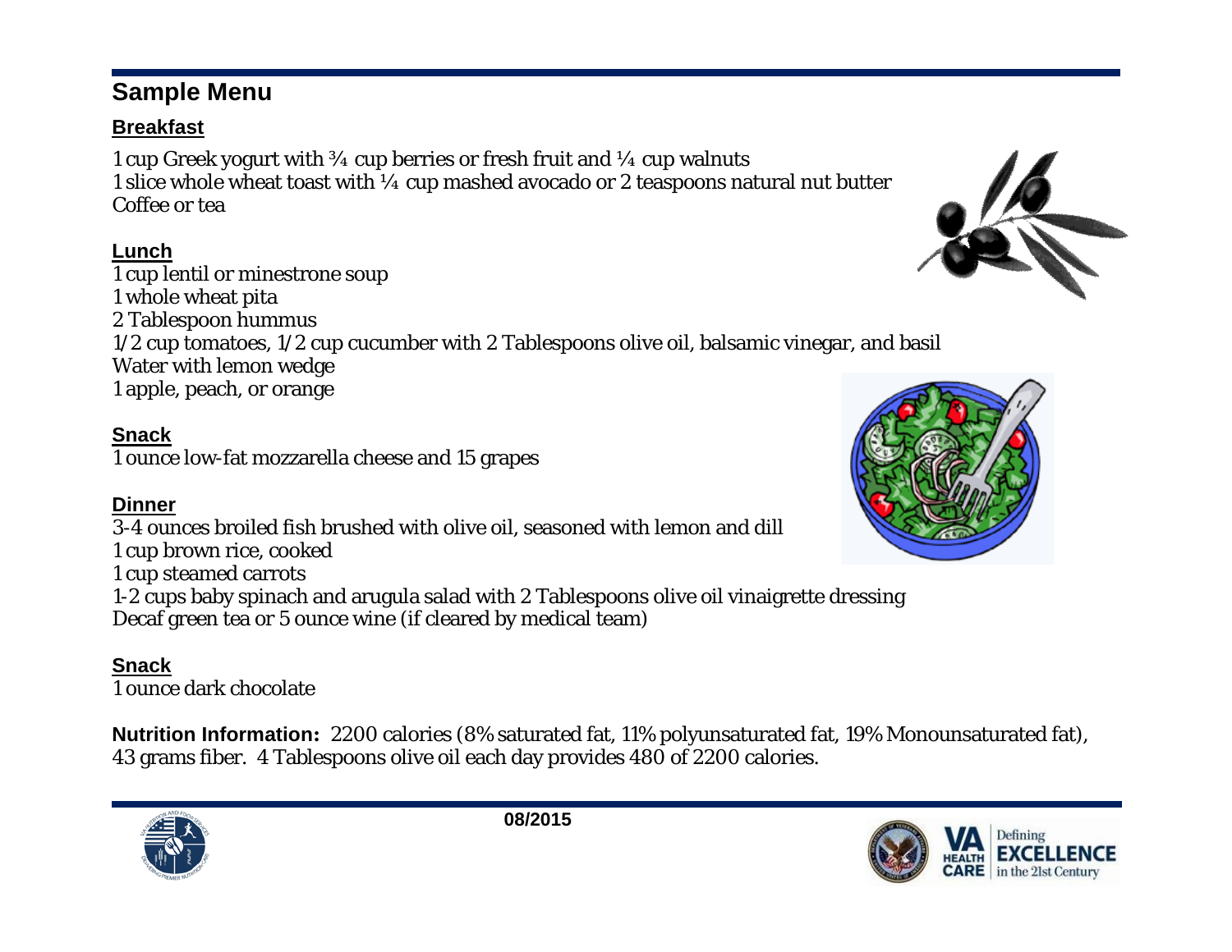## Sample Menu

### Breakfast

1 cup Greek yogurt with ¾ cup berries or fresh fruit and ¼ cup walnuts
1 slice whole wheat toast with ¼ cup mashed avocado or 2 teaspoons natural nut butter
Coffee or tea

### Lunch

1 cup lentil or minestrone soup
1 whole wheat pita
2 Tablespoon hummus
1/2 cup tomatoes, 1/2 cup cucumber with 2 Tablespoons olive oil, balsamic vinegar, and basil
Water with lemon wedge
1 apple, peach, or orange

### Snack

1 ounce low-fat mozzarella cheese and 15 grapes

### Dinner

3-4 ounces broiled fish brushed with olive oil, seasoned with lemon and dill
1 cup brown rice, cooked
1 cup steamed carrots
1-2 cups baby spinach and arugula salad with 2 Tablespoons olive oil vinaigrette dressing
Decaf green tea or 5 ounce wine (if cleared by medical team)

### Snack

1 ounce dark chocolate

**Nutrition Information:** 2200 calories (8% saturated fat, 11% polyunsaturated fat, 19% Monounsaturated fat), 43 grams fiber. 4 Tablespoons olive oil each day provides 480 of 2200 calories.

08/2015